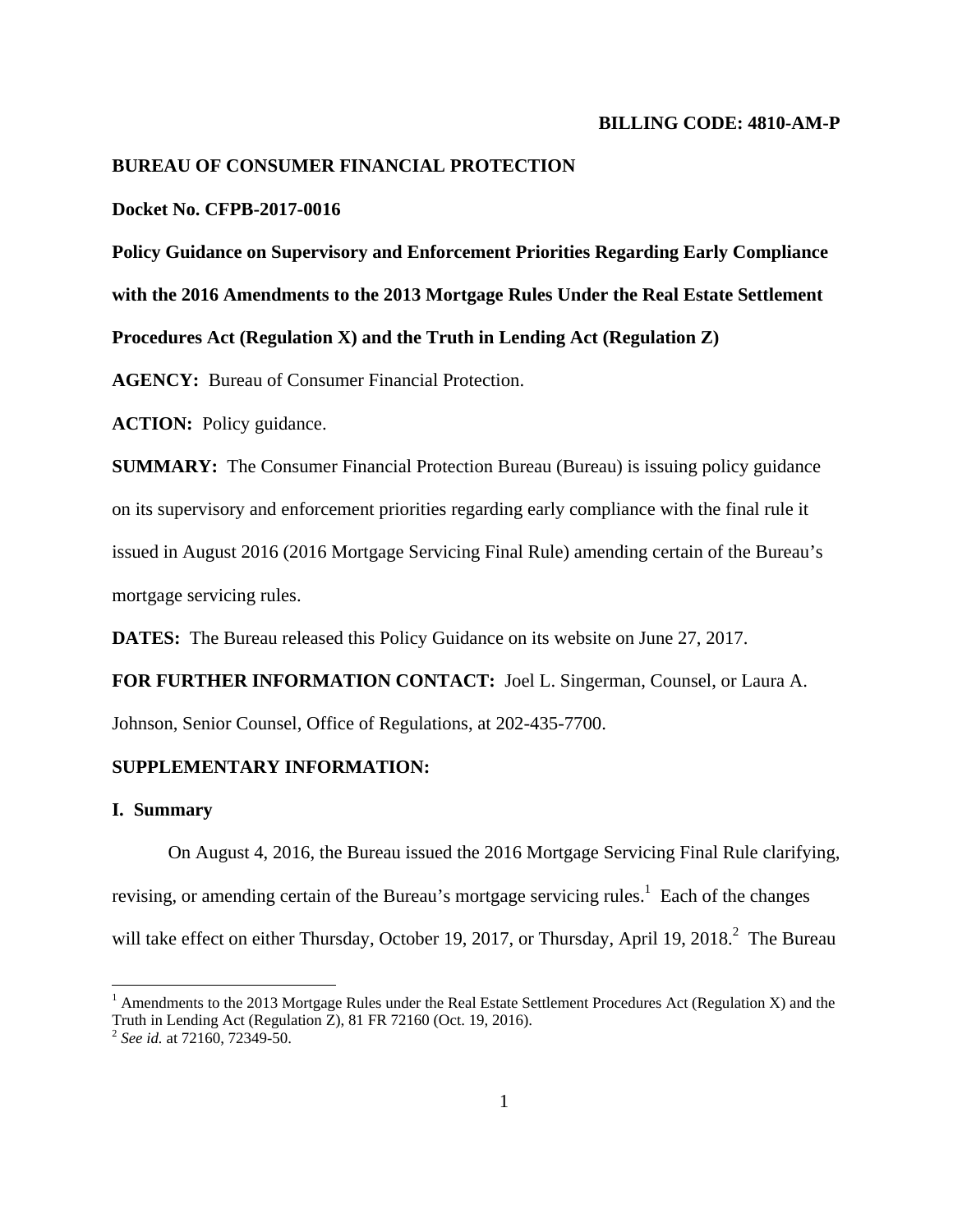**BILLING CODE: 4810-AM-P**

**BUREAU OF CONSUMER FINANCIAL PROTECTION**

**Docket No. CFPB-2017-0016**

**Policy Guidance on Supervisory and Enforcement Priorities Regarding Early Compliance with the 2016 Amendments to the 2013 Mortgage Rules Under the Real Estate Settlement Procedures Act (Regulation X) and the Truth in Lending Act (Regulation Z)**

**AGENCY:** Bureau of Consumer Financial Protection.

**ACTION:** Policy guidance.

**SUMMARY:** The Consumer Financial Protection Bureau (Bureau) is issuing policy guidance on its supervisory and enforcement priorities regarding early compliance with the final rule it issued in August 2016 (2016 Mortgage Servicing Final Rule) amending certain of the Bureau's mortgage servicing rules.

**DATES:** The Bureau released this Policy Guidance on its website on June 27, 2017.

**FOR FURTHER INFORMATION CONTACT:** Joel L. Singerman, Counsel, or Laura A. Johnson, Senior Counsel, Office of Regulations, at 202-435-7700.

**SUPPLEMENTARY INFORMATION:**

**I. Summary**

On August 4, 2016, the Bureau issued the 2016 Mortgage Servicing Final Rule clarifying, revising, or amending certain of the Bureau's mortgage servicing rules.[1] Each of the changes will take effect on either Thursday, October 19, 2017, or Thursday, April 19, 2018.[2] The Bureau

[1] Amendments to the 2013 Mortgage Rules under the Real Estate Settlement Procedures Act (Regulation X) and the Truth in Lending Act (Regulation Z), 81 FR 72160 (Oct. 19, 2016).

[2] *See id.* at 72160, 72349-50.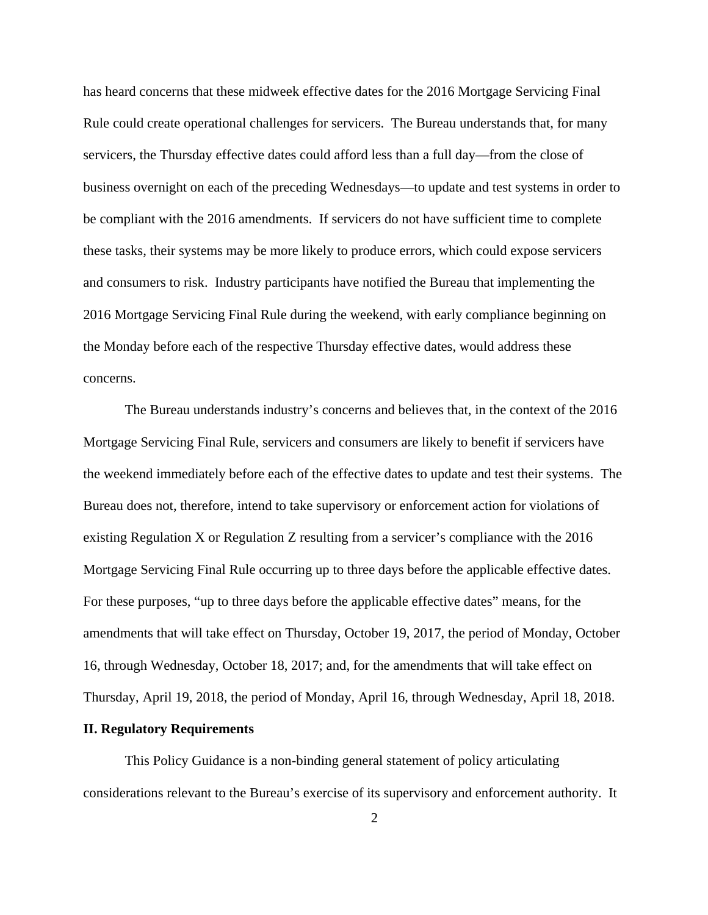has heard concerns that these midweek effective dates for the 2016 Mortgage Servicing Final Rule could create operational challenges for servicers. The Bureau understands that, for many servicers, the Thursday effective dates could afford less than a full day—from the close of business overnight on each of the preceding Wednesdays—to update and test systems in order to be compliant with the 2016 amendments. If servicers do not have sufficient time to complete these tasks, their systems may be more likely to produce errors, which could expose servicers and consumers to risk. Industry participants have notified the Bureau that implementing the 2016 Mortgage Servicing Final Rule during the weekend, with early compliance beginning on the Monday before each of the respective Thursday effective dates, would address these concerns.

The Bureau understands industry's concerns and believes that, in the context of the 2016 Mortgage Servicing Final Rule, servicers and consumers are likely to benefit if servicers have the weekend immediately before each of the effective dates to update and test their systems. The Bureau does not, therefore, intend to take supervisory or enforcement action for violations of existing Regulation X or Regulation Z resulting from a servicer's compliance with the 2016 Mortgage Servicing Final Rule occurring up to three days before the applicable effective dates. For these purposes, "up to three days before the applicable effective dates" means, for the amendments that will take effect on Thursday, October 19, 2017, the period of Monday, October 16, through Wednesday, October 18, 2017; and, for the amendments that will take effect on Thursday, April 19, 2018, the period of Monday, April 16, through Wednesday, April 18, 2018.

## II. Regulatory Requirements

This Policy Guidance is a non-binding general statement of policy articulating considerations relevant to the Bureau's exercise of its supervisory and enforcement authority. It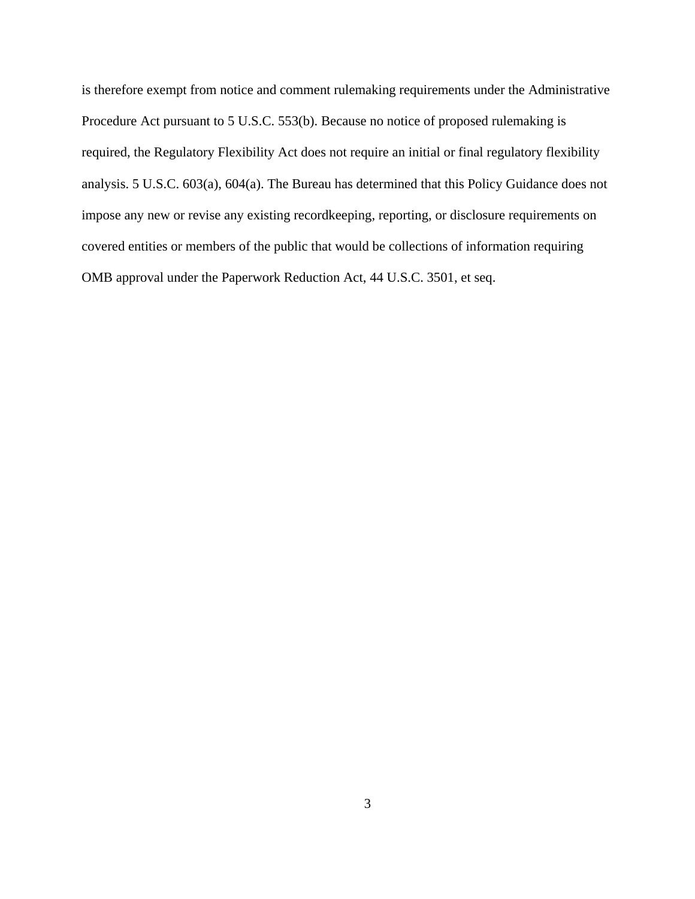is therefore exempt from notice and comment rulemaking requirements under the Administrative Procedure Act pursuant to 5 U.S.C. 553(b). Because no notice of proposed rulemaking is required, the Regulatory Flexibility Act does not require an initial or final regulatory flexibility analysis. 5 U.S.C. 603(a), 604(a). The Bureau has determined that this Policy Guidance does not impose any new or revise any existing recordkeeping, reporting, or disclosure requirements on covered entities or members of the public that would be collections of information requiring OMB approval under the Paperwork Reduction Act, 44 U.S.C. 3501, et seq.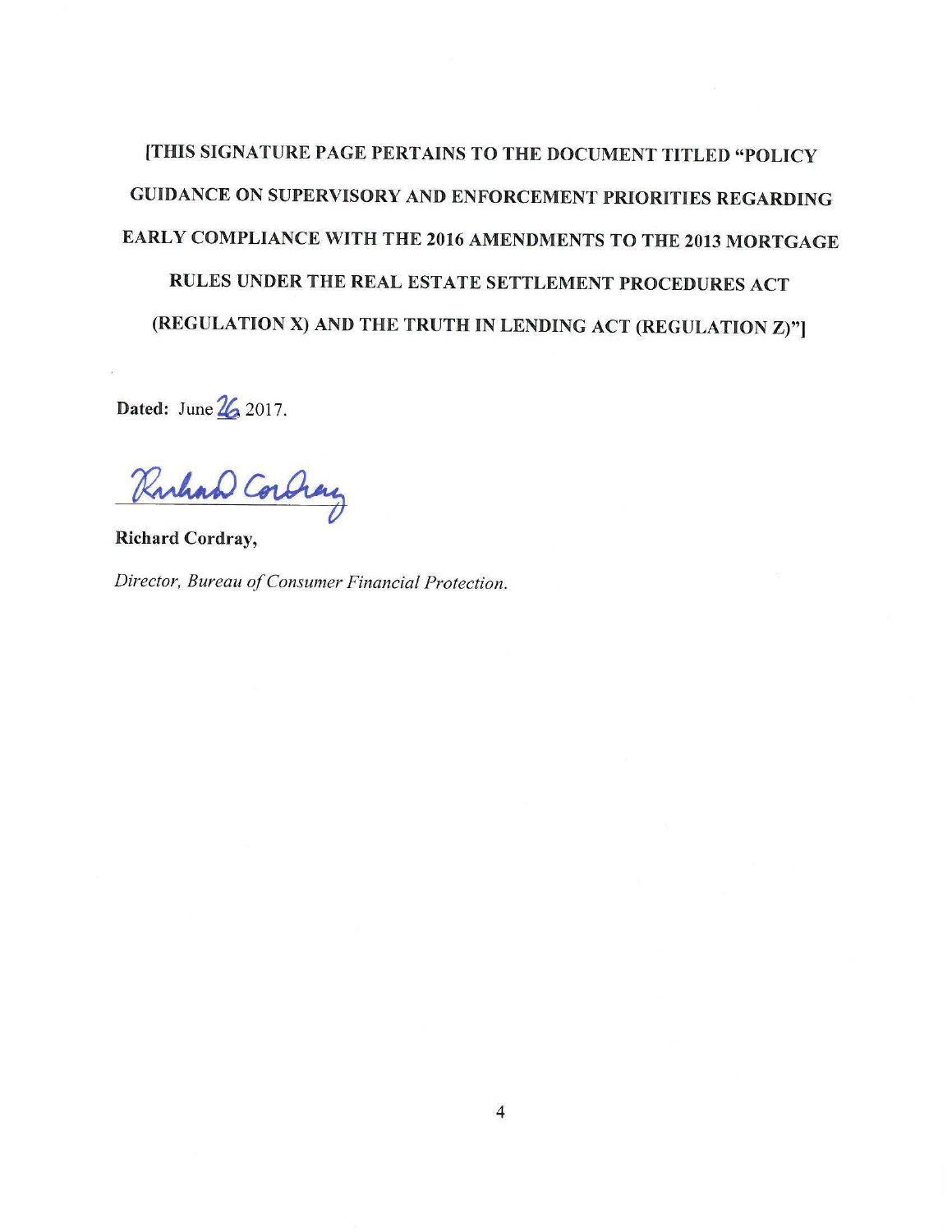[THIS SIGNATURE PAGE PERTAINS TO THE DOCUMENT TITLED "POLICY GUIDANCE ON SUPERVISORY AND ENFORCEMENT PRIORITIES REGARDING EARLY COMPLIANCE WITH THE 2016 AMENDMENTS TO THE 2013 MORTGAGE RULES UNDER THE REAL ESTATE SETTLEMENT PROCEDURES ACT (REGULATION X) AND THE TRUTH IN LENDING ACT (REGULATION Z)"]

**Dated:** June 26, 2017.

Richard Cordray

**Richard Cordray,**

*Director, Bureau of Consumer Financial Protection.*